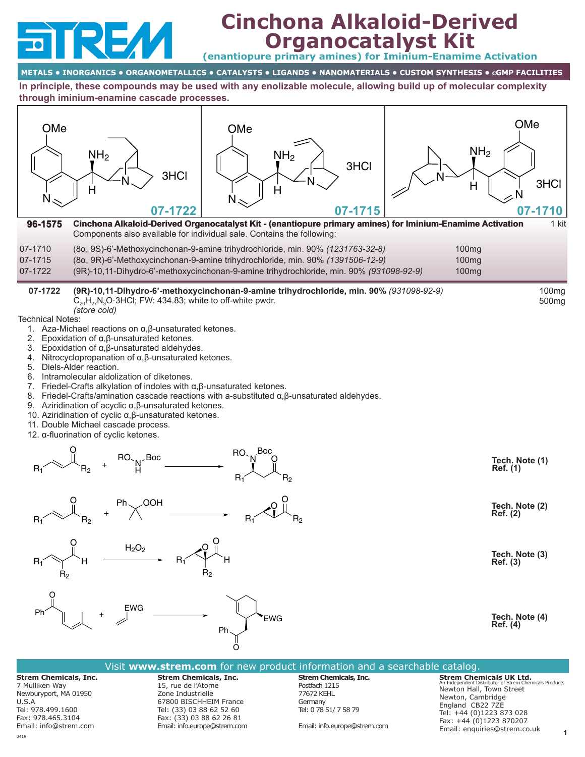# Cinchona Alkaloid-Derived Organocatalyst Kit

### (enantiopure primary amines) for Iminium-Enamine Activation

METALS • INORGANICS • ORGANOMETALLICS • CATALYSTS • LIGANDS • NANOMATERIALS • CUSTOM SYNTHESIS • cGMP FACILITIES

**In principle, these compounds may be used with any enolizable molecule, allowing build up of molecular complexity through iminium-enamine cascade processes.**

| 07-1722 | 07-1715 | 07-1710 |
|---|---|---|
| 3HCl | 3HCl | 3HCl |

**96-1575** **Cinchona Alkaloid-Derived Organocatalyst Kit - (enantiopure primary amines) for Iminium-Enamime Activation** — 1 kit

Components also available for individual sale. Contains the following:

| | | |
|---|---|---|
| 07-1710 | (8α, 9S)-6'-Methoxycinchonan-9-amine trihydrochloride, min. 90% *(1231763-32-8)* | 100mg |
| 07-1715 | (8α, 9R)-6'-Methoxycinchonan-9-amine trihydrochloride, min. 90% *(1391506-12-9)* | 100mg |
| 07-1722 | (9R)-10,11-Dihydro-6'-methoxycinchonan-9-amine trihydrochloride, min. 90% *(931098-92-9)* | 100mg |

**07-1722** **(9R)-10,11-Dihydro-6'-methoxycinchonan-9-amine trihydrochloride, min. 90%** *(931098-92-9)* — 100mg, 500mg

$C_{20}H_{27}N_3O{\cdot}3HCl$; FW: 434.83; white to off-white pwdr.

*(store cold)*

Technical Notes:

1. Aza-Michael reactions on α,β-unsaturated ketones.
2. Epoxidation of α,β-unsaturated ketones.
3. Epoxidation of α,β-unsaturated aldehydes.
4. Nitrocyclopropanation of α,β-unsaturated ketones.
5. Diels-Alder reaction.
6. Intramolecular aldolization of diketones.
7. Friedel-Crafts alkylation of indoles with α,β-unsaturated ketones.
8. Friedel-Crafts/amination cascade reactions with a-substituted α,β-unsaturated aldehydes.
9. Aziridination of acyclic α,β-unsaturated ketones.
10. Aziridination of cyclic α,β-unsaturated ketones.
11. Double Michael cascade process.
12. α-fluorination of cyclic ketones.

$R_1$-CH=CH-C(O)$R_2$ + RO-NH-Boc → $R_1$-CH(N(OR)Boc)-$CH_2$-C(O)$R_2$ — **Tech. Note (1)** **Ref. (1)**

$R_1$-CH=CH-C(O)$R_2$ + $PhC(CH_3)_2OOH$ → epoxy ketone — **Tech. Note (2)** **Ref. (2)**

$R_1$-CH=C($R_2$)-CHO + $H_2O_2$ → epoxy aldehyde — **Tech. Note (3)** **Ref. (3)**

Ph-C(O)-dienone + $CH_2$=CH-EWG → cyclohexene adduct (EWG, Ph-C(O)-$CH_2$) — **Tech. Note (4)** **Ref. (4)**

Visit **www.strem.com** for new product information and a searchable catalog.

**Strem Chemicals, Inc.**
7 Mulliken Way
Newburyport, MA 01950
U.S.A
Tel: 978.499.1600
Fax: 978.465.3104
Email: info@strem.com

**Strem Chemicals, Inc.**
15, rue de l'Atome
Zone Industrielle
67800 BISCHHEIM France
Tel: (33) 03 88 62 52 60
Fax: (33) 03 88 62 26 81
Email: info.europe@strem.com

**Strem Chemicals, Inc.**
Postfach 1215
77672 KEHL
Germany
Tel: 0 78 51/ 7 58 79
Email: info.europe@strem.com

**Strem Chemicals UK Ltd.**
An Independent Distributor of Strem Chemicals Products
Newton Hall, Town Street
Newton, Cambridge
England CB22 7ZE
Tel: +44 (0)1223 873 028
Fax: +44 (0)1223 870207
Email: enquiries@strem.co.uk

0419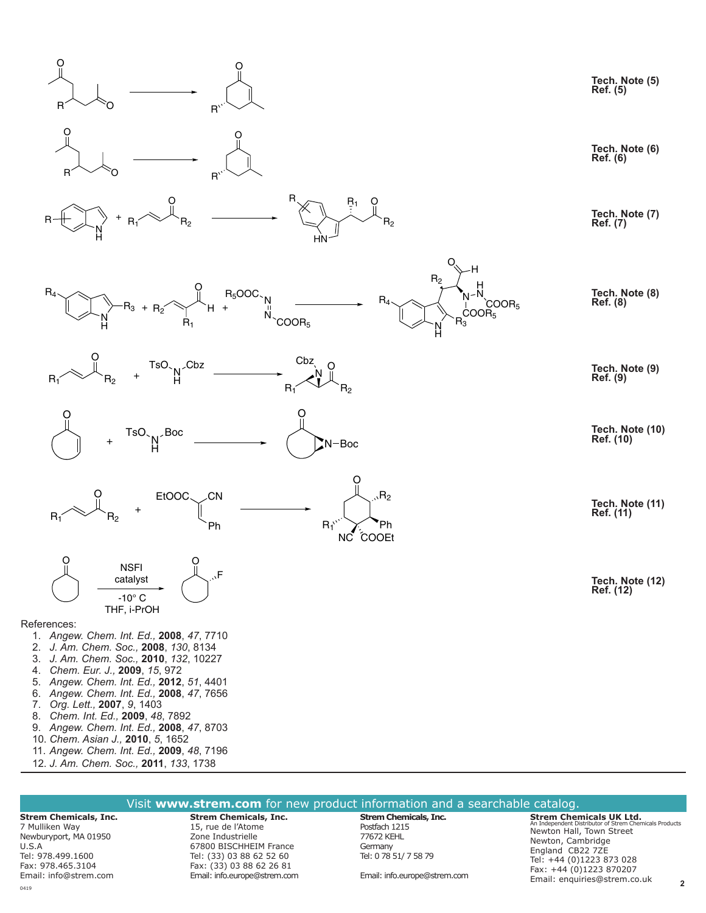Tech. Note (5)
Ref. (5)

Tech. Note (6)
Ref. (6)

Tech. Note (7)
Ref. (7)

Tech. Note (8)
Ref. (8)

Tech. Note (9)
Ref. (9)

Tech. Note (10)
Ref. (10)

Tech. Note (11)
Ref. (11)

NSFI catalyst, -10° C, THF, i-PrOH

Tech. Note (12)
Ref. (12)

References:

1. *Angew. Chem. Int. Ed.,* **2008**, *47*, 7710
2. *J. Am. Chem. Soc.,* **2008**, *130*, 8134
3. *J. Am. Chem. Soc.,* **2010**, *132*, 10227
4. *Chem. Eur. J.,* **2009**, *15*, 972
5. *Angew. Chem. Int. Ed.,* **2012**, *51*, 4401
6. *Angew. Chem. Int. Ed.,* **2008**, *47*, 7656
7. *Org. Lett.,* **2007**, *9*, 1403
8. *Chem. Int. Ed.,* **2009**, *48*, 7892
9. *Angew. Chem. Int. Ed.,* **2008**, *47*, 8703
10. *Chem. Asian J.,* **2010**, *5*, 1652
11. *Angew. Chem. Int. Ed.,* **2009**, *48*, 7196
12. *J. Am. Chem. Soc.,* **2011**, *133*, 1738

Visit **www.strem.com** for new product information and a searchable catalog.

**Strem Chemicals, Inc.**
7 Mulliken Way
Newburyport, MA 01950
U.S.A
Tel: 978.499.1600
Fax: 978.465.3104
Email: info@strem.com

**Strem Chemicals, Inc.**
15, rue de l'Atome
Zone Industrielle
67800 BISCHHEIM France
Tel: (33) 03 88 62 52 60
Fax: (33) 03 88 62 26 81
Email: info.europe@strem.com

**Strem Chemicals, Inc.**
Postfach 1215
77672 KEHL
Germany
Tel: 0 78 51/ 7 58 79
Email: info.europe@strem.com

**Strem Chemicals UK Ltd.**
An Independent Distributor of Strem Chemicals Products
Newton Hall, Town Street
Newton, Cambridge
England CB22 7ZE
Tel: +44 (0)1223 873 028
Fax: +44 (0)1223 870207
Email: enquiries@strem.co.uk

0419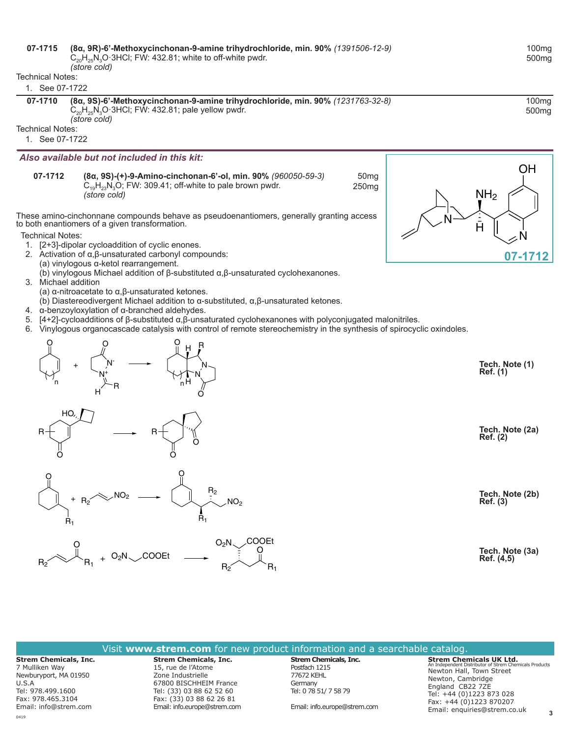**07-1715** **(8α, 9R)-6'-Methoxycinchonan-9-amine trihydrochloride, min. 90%** *(1391506-12-9)*
$C_{20}H_{25}N_3O·3HCl$; FW: 432.81; white to off-white pwdr.
*(store cold)*

100mg
500mg

Technical Notes:

1. See 07-1722

---

**07-1710** **(8α, 9S)-6'-Methoxycinchonan-9-amine trihydrochloride, min. 90%** *(1231763-32-8)*
$C_{20}H_{25}N_3O·3HCl$; FW: 432.81; pale yellow pwdr.
*(store cold)*

100mg
500mg

Technical Notes:

1. See 07-1722

---

***Also available but not included in this kit:***

**07-1712** **(8α, 9S)-(+)-9-Amino-cinchonan-6'-ol, min. 90%** *(960050-59-3)*
$C_{19}H_{23}N_3O$; FW: 309.41; off-white to pale brown pwdr.
*(store cold)*

50mg
250mg

07-1712

These amino-cinchonnane compounds behave as pseudoenantiomers, generally granting access to both enantiomers of a given transformation.

Technical Notes:

1. [2+3]-dipolar cycloaddition of cyclic enones.
2. Activation of α,β-unsaturated carbonyl compounds:
   (a) vinylogous α-ketol rearrangement.
   (b) vinylogous Michael addition of β-substituted α,β-unsaturated cyclohexanones.
3. Michael addition
   (a) α-nitroacetate to α,β-unsaturated ketones.
   (b) Diastereodivergent Michael addition to α-substituted, α,β-unsaturated ketones.
4. α-benzoyloxylation of α-branched aldehydes.
5. [4+2]-cycloadditions of β-substituted α,β-unsaturated cyclohexanones with polyconjugated malonitriles.
6. Vinylogous organocascade catalysis with control of remote stereochemistry in the synthesis of spirocyclic oxindoles.

Tech. Note (1)
Ref. (1)

Tech. Note (2a)
Ref. (2)

Tech. Note (2b)
Ref. (3)

Tech. Note (3a)
Ref. (4,5)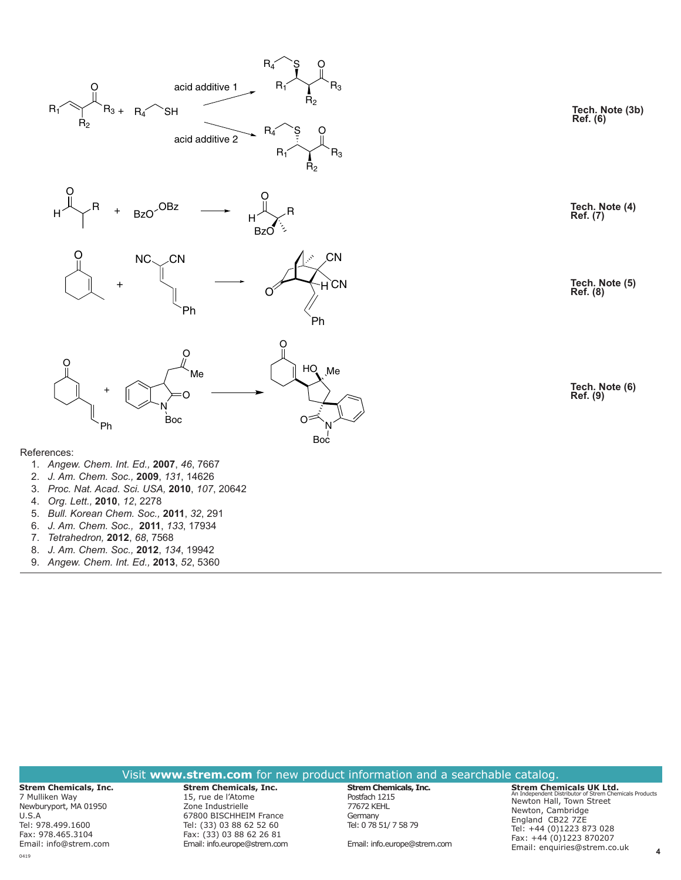acid additive 1

acid additive 2

Tech. Note (3b)
Ref. (6)

Tech. Note (4)
Ref. (7)

Tech. Note (5)
Ref. (8)

Tech. Note (6)
Ref. (9)

References:

1. *Angew. Chem. Int. Ed.,* **2007**, *46*, 7667
2. *J. Am. Chem. Soc.,* **2009**, *131*, 14626
3. *Proc. Nat. Acad. Sci. USA,* **2010**, *107*, 20642
4. *Org. Lett.,* **2010**, *12*, 2278
5. *Bull. Korean Chem. Soc.,* **2011**, *32*, 291
6. *J. Am. Chem. Soc.,* **2011**, *133*, 17934
7. *Tetrahedron,* **2012**, *68*, 7568
8. *J. Am. Chem. Soc.,* **2012**, *134*, 19942
9. *Angew. Chem. Int. Ed.,* **2013**, *52*, 5360

Visit **www.strem.com** for new product information and a searchable catalog.

**Strem Chemicals, Inc.**
7 Mulliken Way
Newburyport, MA 01950
U.S.A
Tel: 978.499.1600
Fax: 978.465.3104
Email: info@strem.com

**Strem Chemicals, Inc.**
15, rue de l'Atome
Zone Industrielle
67800 BISCHHEIM France
Tel: (33) 03 88 62 52 60
Fax: (33) 03 88 62 26 81
Email: info.europe@strem.com

**Strem Chemicals, Inc.**
Postfach 1215
77672 KEHL
Germany
Tel: 0 78 51/ 7 58 79
Email: info.europe@strem.com

**Strem Chemicals UK Ltd.**
An Independent Distributor of Strem Chemicals Products
Newton Hall, Town Street
Newton, Cambridge
England CB22 7ZE
Tel: +44 (0)1223 873 028
Fax: +44 (0)1223 870207
Email: enquiries@strem.co.uk

0419